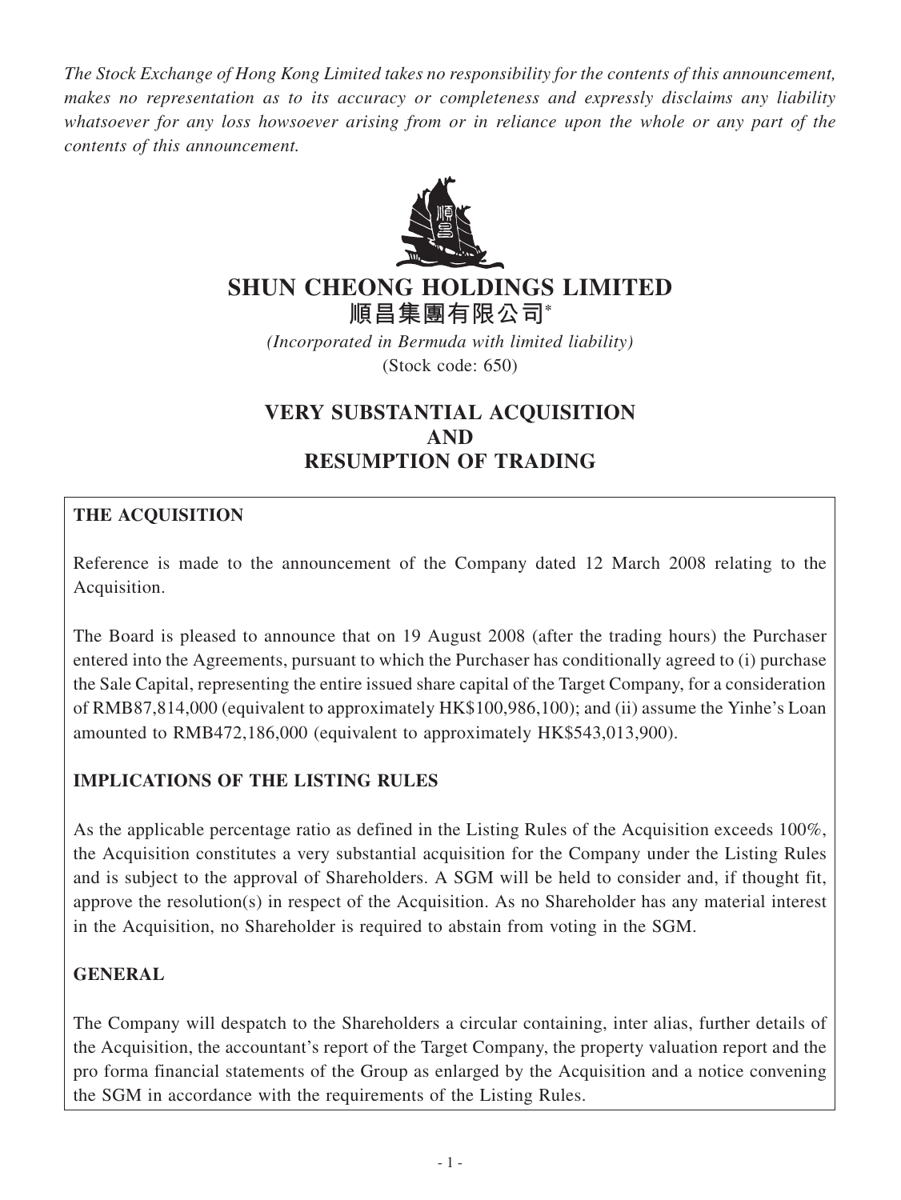*The Stock Exchange of Hong Kong Limited takes no responsibility for the contents of this announcement, makes no representation as to its accuracy or completeness and expressly disclaims any liability whatsoever for any loss howsoever arising from or in reliance upon the whole or any part of the contents of this announcement.*

# SHUN CHEONG HOLDINGS LIMITED

# 順昌集團有限公司*

*(Incorporated in Bermuda with limited liability)*

(Stock code: 650)

## VERY SUBSTANTIAL ACQUISITION AND RESUMPTION OF TRADING

**THE ACQUISITION**

Reference is made to the announcement of the Company dated 12 March 2008 relating to the Acquisition.

The Board is pleased to announce that on 19 August 2008 (after the trading hours) the Purchaser entered into the Agreements, pursuant to which the Purchaser has conditionally agreed to (i) purchase the Sale Capital, representing the entire issued share capital of the Target Company, for a consideration of RMB87,814,000 (equivalent to approximately HK$100,986,100); and (ii) assume the Yinhe's Loan amounted to RMB472,186,000 (equivalent to approximately HK$543,013,900).

**IMPLICATIONS OF THE LISTING RULES**

As the applicable percentage ratio as defined in the Listing Rules of the Acquisition exceeds 100%, the Acquisition constitutes a very substantial acquisition for the Company under the Listing Rules and is subject to the approval of Shareholders. A SGM will be held to consider and, if thought fit, approve the resolution(s) in respect of the Acquisition. As no Shareholder has any material interest in the Acquisition, no Shareholder is required to abstain from voting in the SGM.

**GENERAL**

The Company will despatch to the Shareholders a circular containing, inter alias, further details of the Acquisition, the accountant's report of the Target Company, the property valuation report and the pro forma financial statements of the Group as enlarged by the Acquisition and a notice convening the SGM in accordance with the requirements of the Listing Rules.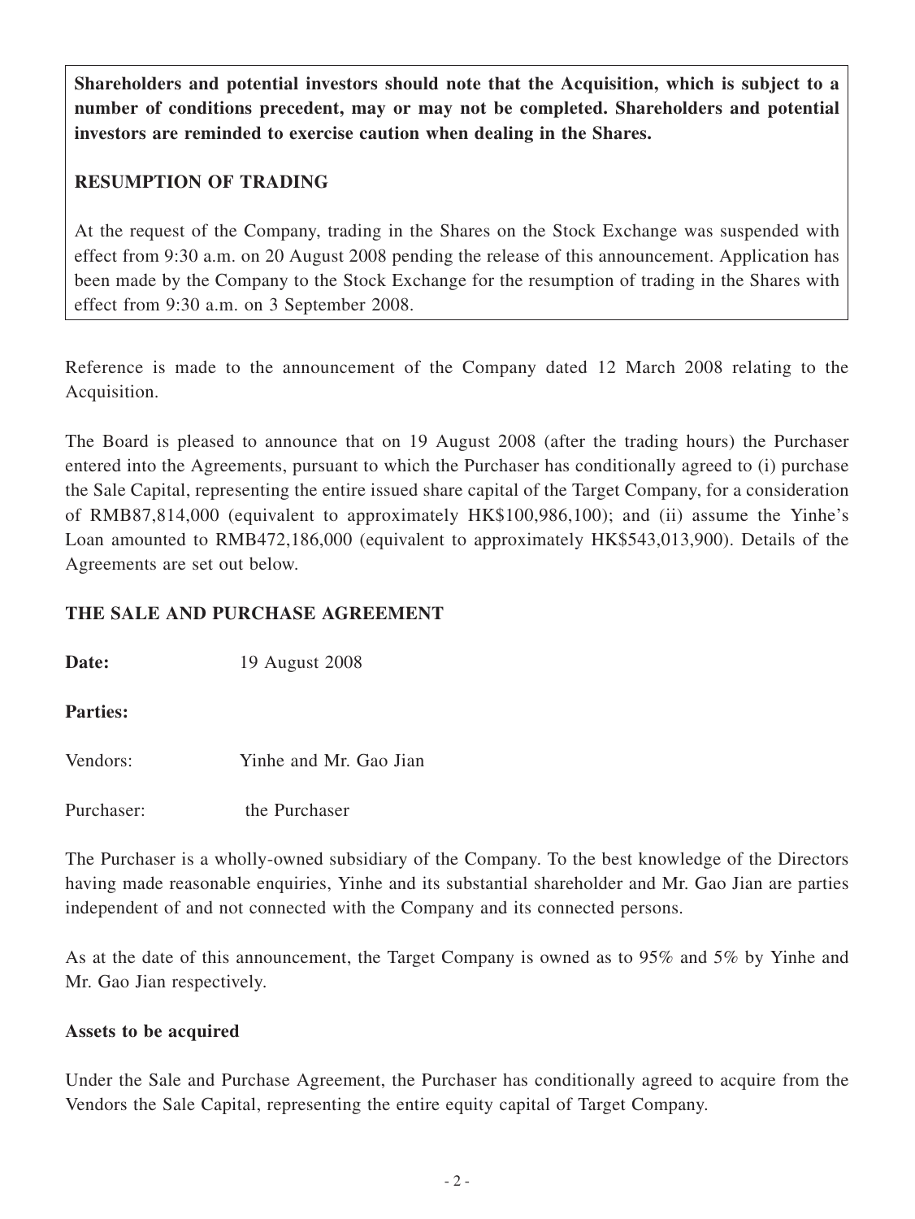**Shareholders and potential investors should note that the Acquisition, which is subject to a number of conditions precedent, may or may not be completed. Shareholders and potential investors are reminded to exercise caution when dealing in the Shares.**

**RESUMPTION OF TRADING**

At the request of the Company, trading in the Shares on the Stock Exchange was suspended with effect from 9:30 a.m. on 20 August 2008 pending the release of this announcement. Application has been made by the Company to the Stock Exchange for the resumption of trading in the Shares with effect from 9:30 a.m. on 3 September 2008.

Reference is made to the announcement of the Company dated 12 March 2008 relating to the Acquisition.

The Board is pleased to announce that on 19 August 2008 (after the trading hours) the Purchaser entered into the Agreements, pursuant to which the Purchaser has conditionally agreed to (i) purchase the Sale Capital, representing the entire issued share capital of the Target Company, for a consideration of RMB87,814,000 (equivalent to approximately HK$100,986,100); and (ii) assume the Yinhe's Loan amounted to RMB472,186,000 (equivalent to approximately HK$543,013,900). Details of the Agreements are set out below.

**THE SALE AND PURCHASE AGREEMENT**

**Date:** 19 August 2008

**Parties:**

Vendors: Yinhe and Mr. Gao Jian

Purchaser: the Purchaser

The Purchaser is a wholly-owned subsidiary of the Company. To the best knowledge of the Directors having made reasonable enquiries, Yinhe and its substantial shareholder and Mr. Gao Jian are parties independent of and not connected with the Company and its connected persons.

As at the date of this announcement, the Target Company is owned as to 95% and 5% by Yinhe and Mr. Gao Jian respectively.

**Assets to be acquired**

Under the Sale and Purchase Agreement, the Purchaser has conditionally agreed to acquire from the Vendors the Sale Capital, representing the entire equity capital of Target Company.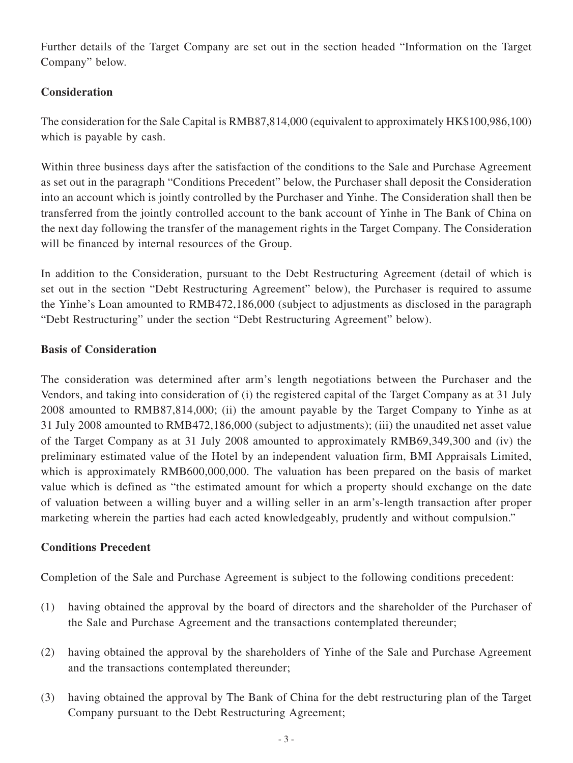Further details of the Target Company are set out in the section headed "Information on the Target Company" below.

**Consideration**

The consideration for the Sale Capital is RMB87,814,000 (equivalent to approximately HK$100,986,100) which is payable by cash.

Within three business days after the satisfaction of the conditions to the Sale and Purchase Agreement as set out in the paragraph "Conditions Precedent" below, the Purchaser shall deposit the Consideration into an account which is jointly controlled by the Purchaser and Yinhe. The Consideration shall then be transferred from the jointly controlled account to the bank account of Yinhe in The Bank of China on the next day following the transfer of the management rights in the Target Company. The Consideration will be financed by internal resources of the Group.

In addition to the Consideration, pursuant to the Debt Restructuring Agreement (detail of which is set out in the section "Debt Restructuring Agreement" below), the Purchaser is required to assume the Yinhe's Loan amounted to RMB472,186,000 (subject to adjustments as disclosed in the paragraph "Debt Restructuring" under the section "Debt Restructuring Agreement" below).

**Basis of Consideration**

The consideration was determined after arm's length negotiations between the Purchaser and the Vendors, and taking into consideration of (i) the registered capital of the Target Company as at 31 July 2008 amounted to RMB87,814,000; (ii) the amount payable by the Target Company to Yinhe as at 31 July 2008 amounted to RMB472,186,000 (subject to adjustments); (iii) the unaudited net asset value of the Target Company as at 31 July 2008 amounted to approximately RMB69,349,300 and (iv) the preliminary estimated value of the Hotel by an independent valuation firm, BMI Appraisals Limited, which is approximately RMB600,000,000. The valuation has been prepared on the basis of market value which is defined as "the estimated amount for which a property should exchange on the date of valuation between a willing buyer and a willing seller in an arm's-length transaction after proper marketing wherein the parties had each acted knowledgeably, prudently and without compulsion."

**Conditions Precedent**

Completion of the Sale and Purchase Agreement is subject to the following conditions precedent:

(1) having obtained the approval by the board of directors and the shareholder of the Purchaser of the Sale and Purchase Agreement and the transactions contemplated thereunder;

(2) having obtained the approval by the shareholders of Yinhe of the Sale and Purchase Agreement and the transactions contemplated thereunder;

(3) having obtained the approval by The Bank of China for the debt restructuring plan of the Target Company pursuant to the Debt Restructuring Agreement;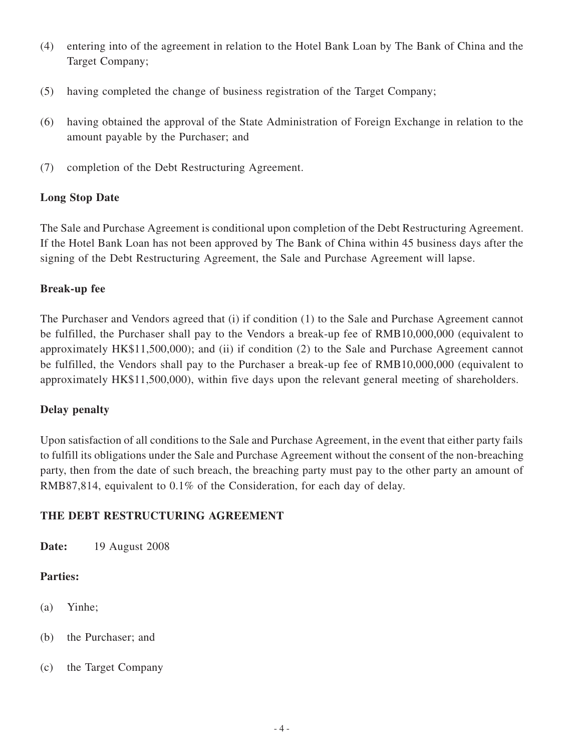(4) entering into of the agreement in relation to the Hotel Bank Loan by The Bank of China and the Target Company;

(5) having completed the change of business registration of the Target Company;

(6) having obtained the approval of the State Administration of Foreign Exchange in relation to the amount payable by the Purchaser; and

(7) completion of the Debt Restructuring Agreement.

**Long Stop Date**

The Sale and Purchase Agreement is conditional upon completion of the Debt Restructuring Agreement. If the Hotel Bank Loan has not been approved by The Bank of China within 45 business days after the signing of the Debt Restructuring Agreement, the Sale and Purchase Agreement will lapse.

**Break-up fee**

The Purchaser and Vendors agreed that (i) if condition (1) to the Sale and Purchase Agreement cannot be fulfilled, the Purchaser shall pay to the Vendors a break-up fee of RMB10,000,000 (equivalent to approximately HK$11,500,000); and (ii) if condition (2) to the Sale and Purchase Agreement cannot be fulfilled, the Vendors shall pay to the Purchaser a break-up fee of RMB10,000,000 (equivalent to approximately HK$11,500,000), within five days upon the relevant general meeting of shareholders.

**Delay penalty**

Upon satisfaction of all conditions to the Sale and Purchase Agreement, in the event that either party fails to fulfill its obligations under the Sale and Purchase Agreement without the consent of the non-breaching party, then from the date of such breach, the breaching party must pay to the other party an amount of RMB87,814, equivalent to 0.1% of the Consideration, for each day of delay.

**THE DEBT RESTRUCTURING AGREEMENT**

**Date:** 19 August 2008

**Parties:**

(a) Yinhe;

(b) the Purchaser; and

(c) the Target Company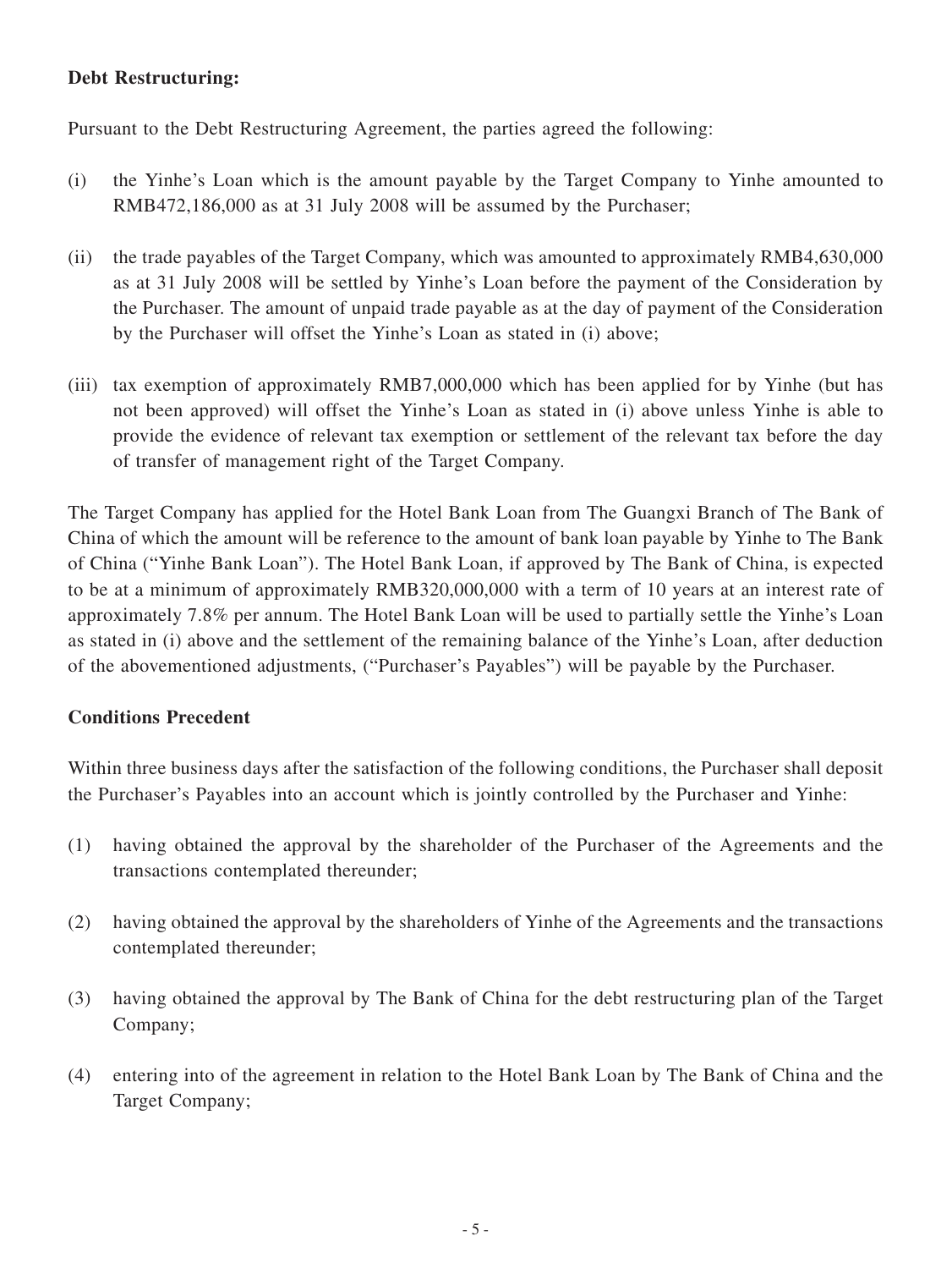**Debt Restructuring:**

Pursuant to the Debt Restructuring Agreement, the parties agreed the following:

(i) the Yinhe's Loan which is the amount payable by the Target Company to Yinhe amounted to RMB472,186,000 as at 31 July 2008 will be assumed by the Purchaser;

(ii) the trade payables of the Target Company, which was amounted to approximately RMB4,630,000 as at 31 July 2008 will be settled by Yinhe's Loan before the payment of the Consideration by the Purchaser. The amount of unpaid trade payable as at the day of payment of the Consideration by the Purchaser will offset the Yinhe's Loan as stated in (i) above;

(iii) tax exemption of approximately RMB7,000,000 which has been applied for by Yinhe (but has not been approved) will offset the Yinhe's Loan as stated in (i) above unless Yinhe is able to provide the evidence of relevant tax exemption or settlement of the relevant tax before the day of transfer of management right of the Target Company.

The Target Company has applied for the Hotel Bank Loan from The Guangxi Branch of The Bank of China of which the amount will be reference to the amount of bank loan payable by Yinhe to The Bank of China ("Yinhe Bank Loan"). The Hotel Bank Loan, if approved by The Bank of China, is expected to be at a minimum of approximately RMB320,000,000 with a term of 10 years at an interest rate of approximately 7.8% per annum. The Hotel Bank Loan will be used to partially settle the Yinhe's Loan as stated in (i) above and the settlement of the remaining balance of the Yinhe's Loan, after deduction of the abovementioned adjustments, ("Purchaser's Payables") will be payable by the Purchaser.

**Conditions Precedent**

Within three business days after the satisfaction of the following conditions, the Purchaser shall deposit the Purchaser's Payables into an account which is jointly controlled by the Purchaser and Yinhe:

(1) having obtained the approval by the shareholder of the Purchaser of the Agreements and the transactions contemplated thereunder;

(2) having obtained the approval by the shareholders of Yinhe of the Agreements and the transactions contemplated thereunder;

(3) having obtained the approval by The Bank of China for the debt restructuring plan of the Target Company;

(4) entering into of the agreement in relation to the Hotel Bank Loan by The Bank of China and the Target Company;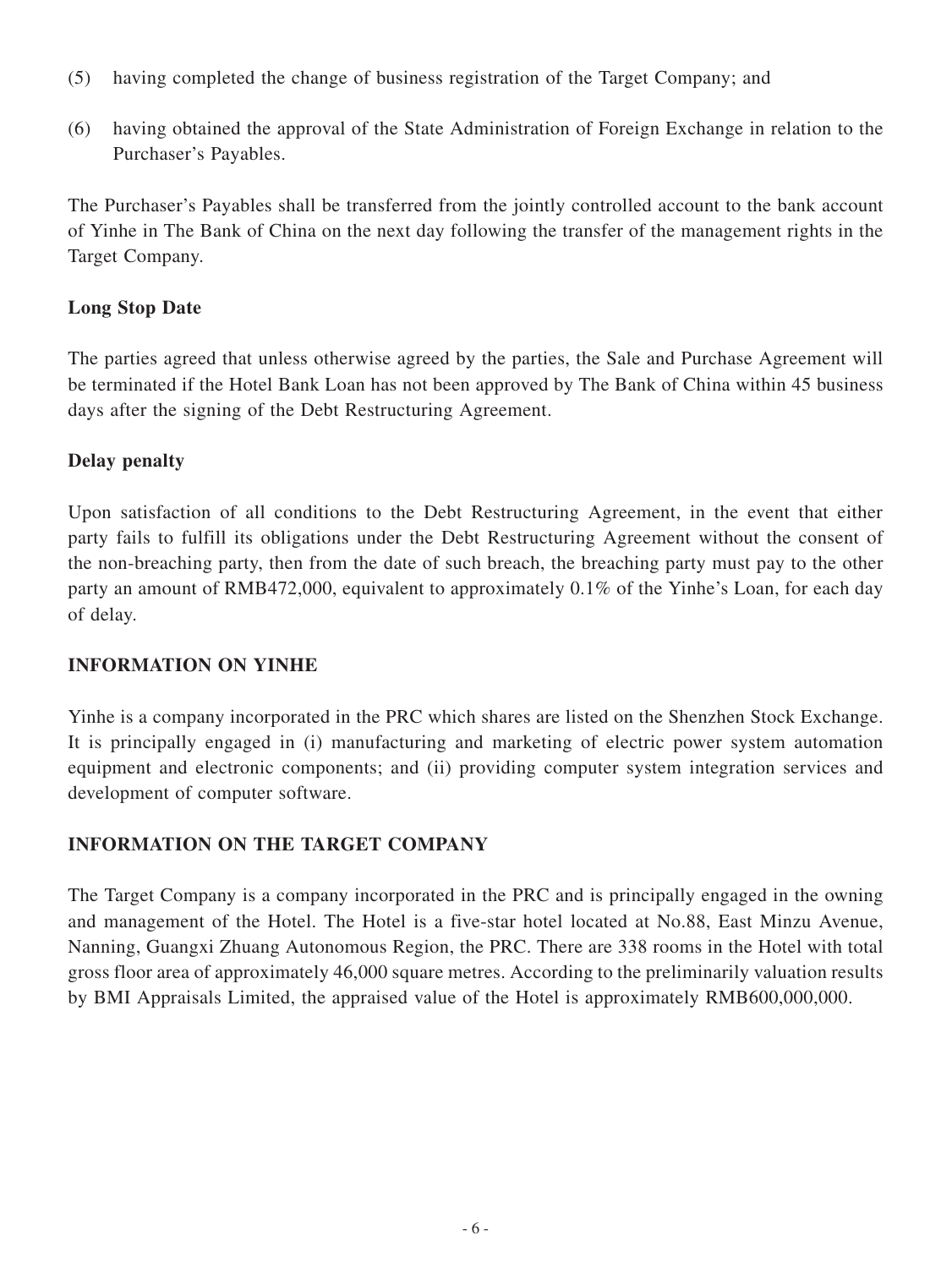(5) having completed the change of business registration of the Target Company; and

(6) having obtained the approval of the State Administration of Foreign Exchange in relation to the Purchaser's Payables.

The Purchaser's Payables shall be transferred from the jointly controlled account to the bank account of Yinhe in The Bank of China on the next day following the transfer of the management rights in the Target Company.

**Long Stop Date**

The parties agreed that unless otherwise agreed by the parties, the Sale and Purchase Agreement will be terminated if the Hotel Bank Loan has not been approved by The Bank of China within 45 business days after the signing of the Debt Restructuring Agreement.

**Delay penalty**

Upon satisfaction of all conditions to the Debt Restructuring Agreement, in the event that either party fails to fulfill its obligations under the Debt Restructuring Agreement without the consent of the non-breaching party, then from the date of such breach, the breaching party must pay to the other party an amount of RMB472,000, equivalent to approximately 0.1% of the Yinhe's Loan, for each day of delay.

**INFORMATION ON YINHE**

Yinhe is a company incorporated in the PRC which shares are listed on the Shenzhen Stock Exchange. It is principally engaged in (i) manufacturing and marketing of electric power system automation equipment and electronic components; and (ii) providing computer system integration services and development of computer software.

**INFORMATION ON THE TARGET COMPANY**

The Target Company is a company incorporated in the PRC and is principally engaged in the owning and management of the Hotel. The Hotel is a five-star hotel located at No.88, East Minzu Avenue, Nanning, Guangxi Zhuang Autonomous Region, the PRC. There are 338 rooms in the Hotel with total gross floor area of approximately 46,000 square metres. According to the preliminarily valuation results by BMI Appraisals Limited, the appraised value of the Hotel is approximately RMB600,000,000.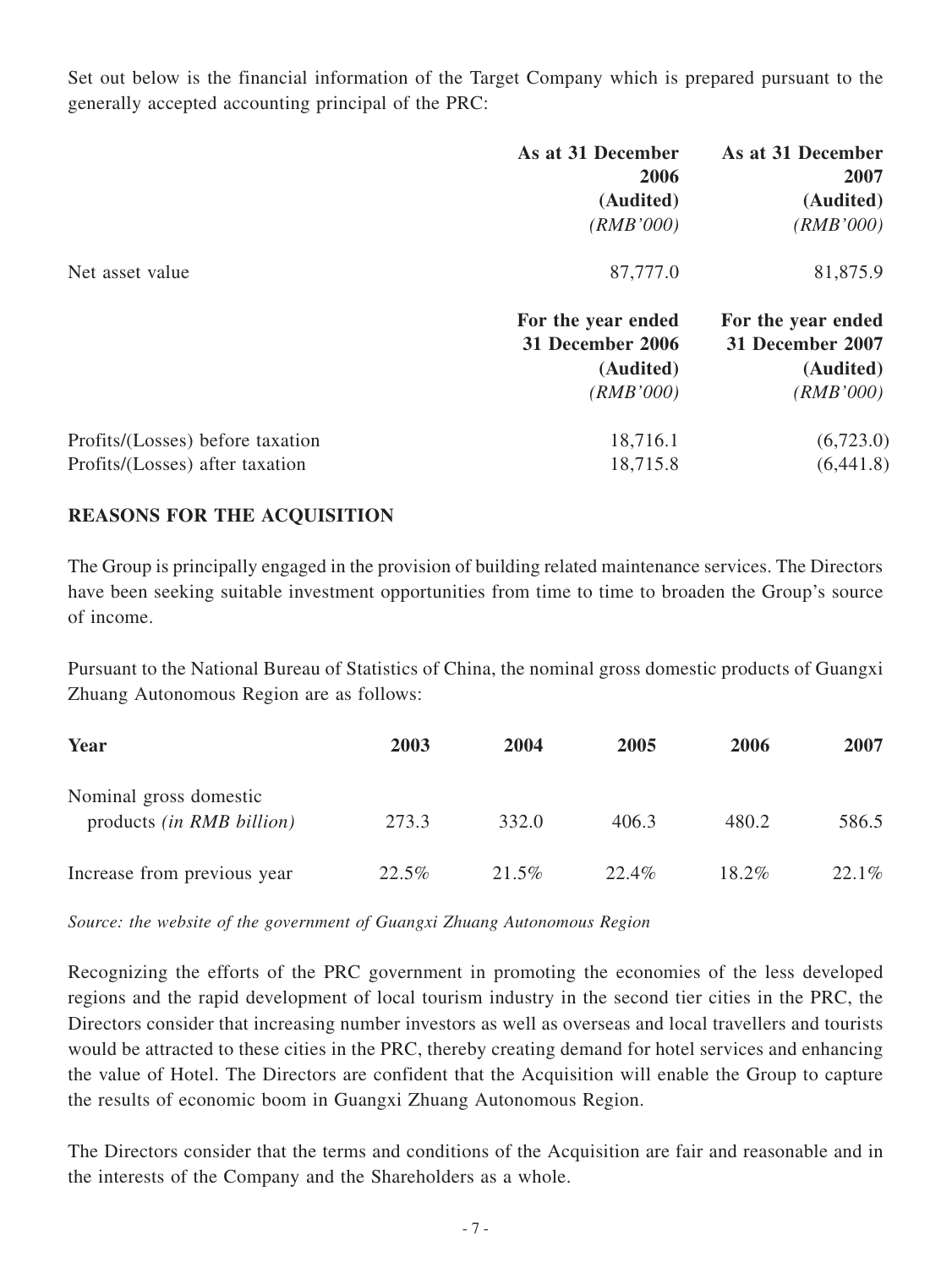Set out below is the financial information of the Target Company which is prepared pursuant to the generally accepted accounting principal of the PRC:

| | As at 31 December 2006 (Audited) *(RMB'000)* | As at 31 December 2007 (Audited) *(RMB'000)* |
|---|---|---|
| Net asset value | 87,777.0 | 81,875.9 |

| | For the year ended 31 December 2006 (Audited) *(RMB'000)* | For the year ended 31 December 2007 (Audited) *(RMB'000)* |
|---|---|---|
| Profits/(Losses) before taxation | 18,716.1 | (6,723.0) |
| Profits/(Losses) after taxation | 18,715.8 | (6,441.8) |

**REASONS FOR THE ACQUISITION**

The Group is principally engaged in the provision of building related maintenance services. The Directors have been seeking suitable investment opportunities from time to time to broaden the Group's source of income.

Pursuant to the National Bureau of Statistics of China, the nominal gross domestic products of Guangxi Zhuang Autonomous Region are as follows:

| Year | 2003 | 2004 | 2005 | 2006 | 2007 |
|---|---|---|---|---|---|
| Nominal gross domestic products *(in RMB billion)* | 273.3 | 332.0 | 406.3 | 480.2 | 586.5 |
| Increase from previous year | 22.5% | 21.5% | 22.4% | 18.2% | 22.1% |

*Source: the website of the government of Guangxi Zhuang Autonomous Region*

Recognizing the efforts of the PRC government in promoting the economies of the less developed regions and the rapid development of local tourism industry in the second tier cities in the PRC, the Directors consider that increasing number investors as well as overseas and local travellers and tourists would be attracted to these cities in the PRC, thereby creating demand for hotel services and enhancing the value of Hotel. The Directors are confident that the Acquisition will enable the Group to capture the results of economic boom in Guangxi Zhuang Autonomous Region.

The Directors consider that the terms and conditions of the Acquisition are fair and reasonable and in the interests of the Company and the Shareholders as a whole.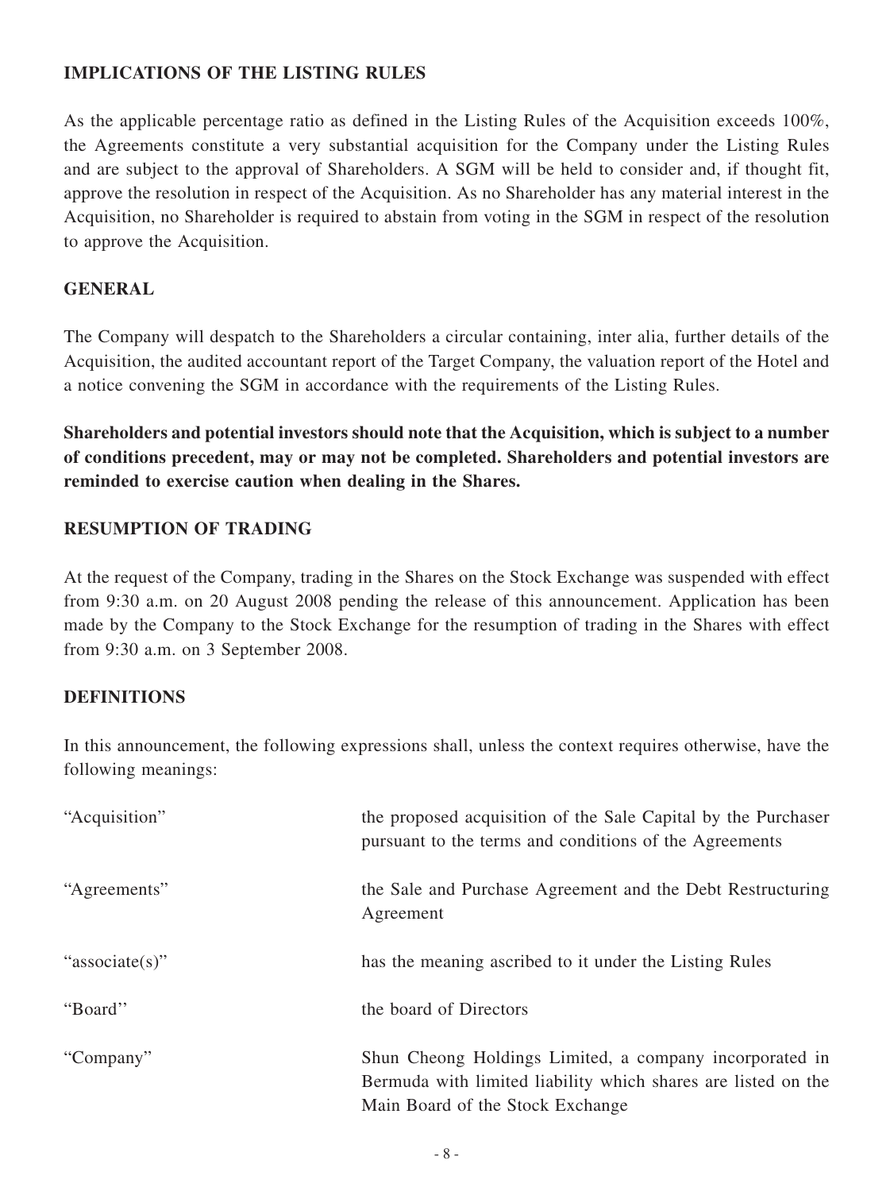## IMPLICATIONS OF THE LISTING RULES

As the applicable percentage ratio as defined in the Listing Rules of the Acquisition exceeds 100%, the Agreements constitute a very substantial acquisition for the Company under the Listing Rules and are subject to the approval of Shareholders. A SGM will be held to consider and, if thought fit, approve the resolution in respect of the Acquisition. As no Shareholder has any material interest in the Acquisition, no Shareholder is required to abstain from voting in the SGM in respect of the resolution to approve the Acquisition.

## GENERAL

The Company will despatch to the Shareholders a circular containing, inter alia, further details of the Acquisition, the audited accountant report of the Target Company, the valuation report of the Hotel and a notice convening the SGM in accordance with the requirements of the Listing Rules.

**Shareholders and potential investors should note that the Acquisition, which is subject to a number of conditions precedent, may or may not be completed. Shareholders and potential investors are reminded to exercise caution when dealing in the Shares.**

## RESUMPTION OF TRADING

At the request of the Company, trading in the Shares on the Stock Exchange was suspended with effect from 9:30 a.m. on 20 August 2008 pending the release of this announcement. Application has been made by the Company to the Stock Exchange for the resumption of trading in the Shares with effect from 9:30 a.m. on 3 September 2008.

## DEFINITIONS

In this announcement, the following expressions shall, unless the context requires otherwise, have the following meanings:

| | |
|---|---|
| "Acquisition" | the proposed acquisition of the Sale Capital by the Purchaser pursuant to the terms and conditions of the Agreements |
| "Agreements" | the Sale and Purchase Agreement and the Debt Restructuring Agreement |
| "associate(s)" | has the meaning ascribed to it under the Listing Rules |
| "Board" | the board of Directors |
| "Company" | Shun Cheong Holdings Limited, a company incorporated in Bermuda with limited liability which shares are listed on the Main Board of the Stock Exchange |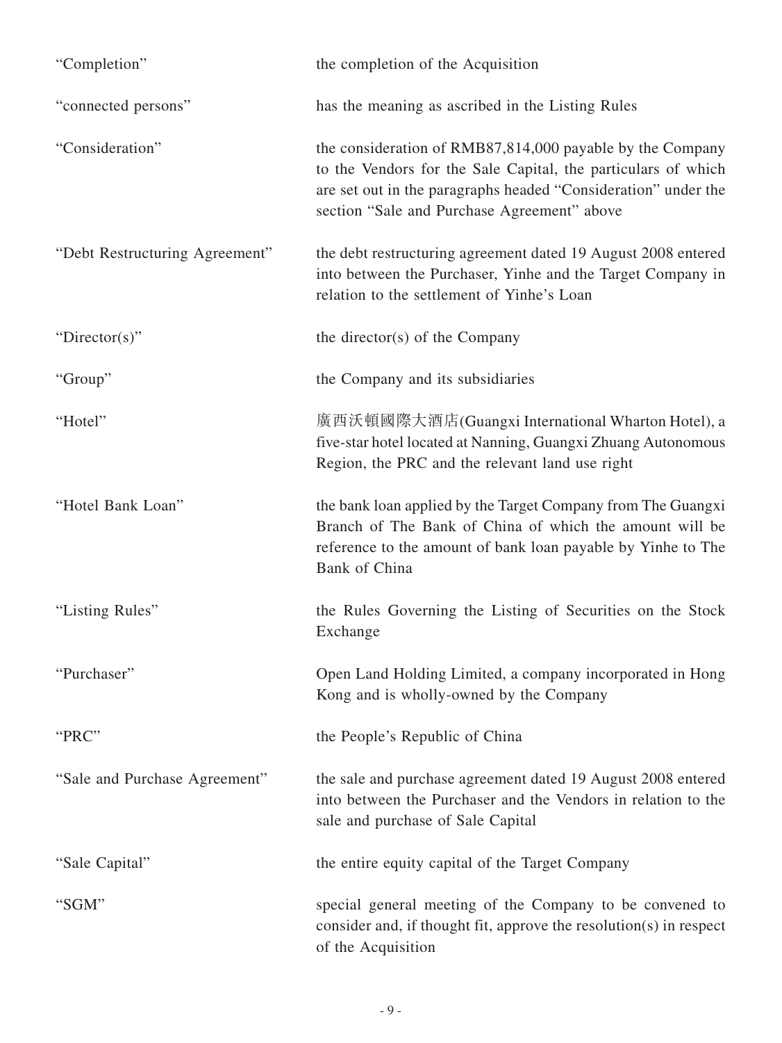| | |
|---|---|
| "Completion" | the completion of the Acquisition |
| "connected persons" | has the meaning as ascribed in the Listing Rules |
| "Consideration" | the consideration of RMB87,814,000 payable by the Company to the Vendors for the Sale Capital, the particulars of which are set out in the paragraphs headed "Consideration" under the section "Sale and Purchase Agreement" above |
| "Debt Restructuring Agreement" | the debt restructuring agreement dated 19 August 2008 entered into between the Purchaser, Yinhe and the Target Company in relation to the settlement of Yinhe's Loan |
| "Director(s)" | the director(s) of the Company |
| "Group" | the Company and its subsidiaries |
| "Hotel" | 廣西沃頓國際大酒店(Guangxi International Wharton Hotel), a five-star hotel located at Nanning, Guangxi Zhuang Autonomous Region, the PRC and the relevant land use right |
| "Hotel Bank Loan" | the bank loan applied by the Target Company from The Guangxi Branch of The Bank of China of which the amount will be reference to the amount of bank loan payable by Yinhe to The Bank of China |
| "Listing Rules" | the Rules Governing the Listing of Securities on the Stock Exchange |
| "Purchaser" | Open Land Holding Limited, a company incorporated in Hong Kong and is wholly-owned by the Company |
| "PRC" | the People's Republic of China |
| "Sale and Purchase Agreement" | the sale and purchase agreement dated 19 August 2008 entered into between the Purchaser and the Vendors in relation to the sale and purchase of Sale Capital |
| "Sale Capital" | the entire equity capital of the Target Company |
| "SGM" | special general meeting of the Company to be convened to consider and, if thought fit, approve the resolution(s) in respect of the Acquisition |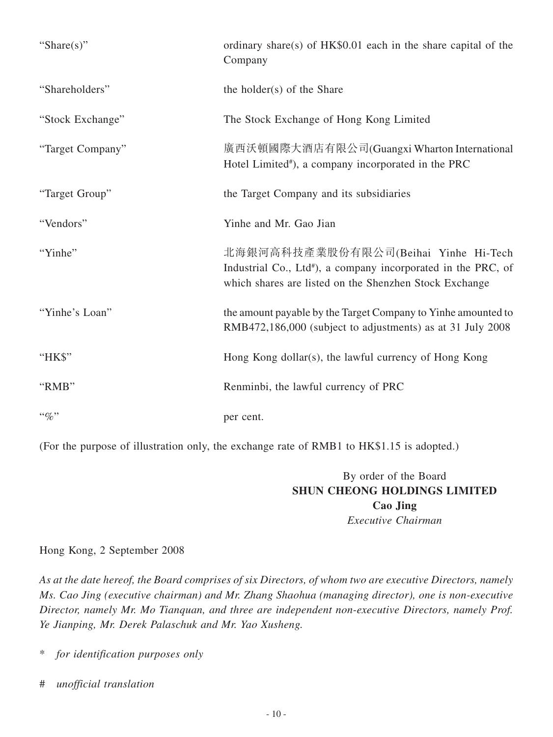| | |
|---|---|
| "Share(s)" | ordinary share(s) of HK$0.01 each in the share capital of the Company |
| "Shareholders" | the holder(s) of the Share |
| "Stock Exchange" | The Stock Exchange of Hong Kong Limited |
| "Target Company" | 廣西沃頓國際大酒店有限公司(Guangxi Wharton International Hotel Limited#), a company incorporated in the PRC |
| "Target Group" | the Target Company and its subsidiaries |
| "Vendors" | Yinhe and Mr. Gao Jian |
| "Yinhe" | 北海銀河高科技產業股份有限公司(Beihai Yinhe Hi-Tech Industrial Co., Ltd#), a company incorporated in the PRC, of which shares are listed on the Shenzhen Stock Exchange |
| "Yinhe's Loan" | the amount payable by the Target Company to Yinhe amounted to RMB472,186,000 (subject to adjustments) as at 31 July 2008 |
| "HK$" | Hong Kong dollar(s), the lawful currency of Hong Kong |
| "RMB" | Renminbi, the lawful currency of PRC |
| "%" | per cent. |

(For the purpose of illustration only, the exchange rate of RMB1 to HK$1.15 is adopted.)

By order of the Board
**SHUN CHEONG HOLDINGS LIMITED**
**Cao Jing**
*Executive Chairman*

Hong Kong, 2 September 2008

*As at the date hereof, the Board comprises of six Directors, of whom two are executive Directors, namely Ms. Cao Jing (executive chairman) and Mr. Zhang Shaohua (managing director), one is non-executive Director, namely Mr. Mo Tianquan, and three are independent non-executive Directors, namely Prof. Ye Jianping, Mr. Derek Palaschuk and Mr. Yao Xusheng.*

\* *for identification purposes only*

\# *unofficial translation*